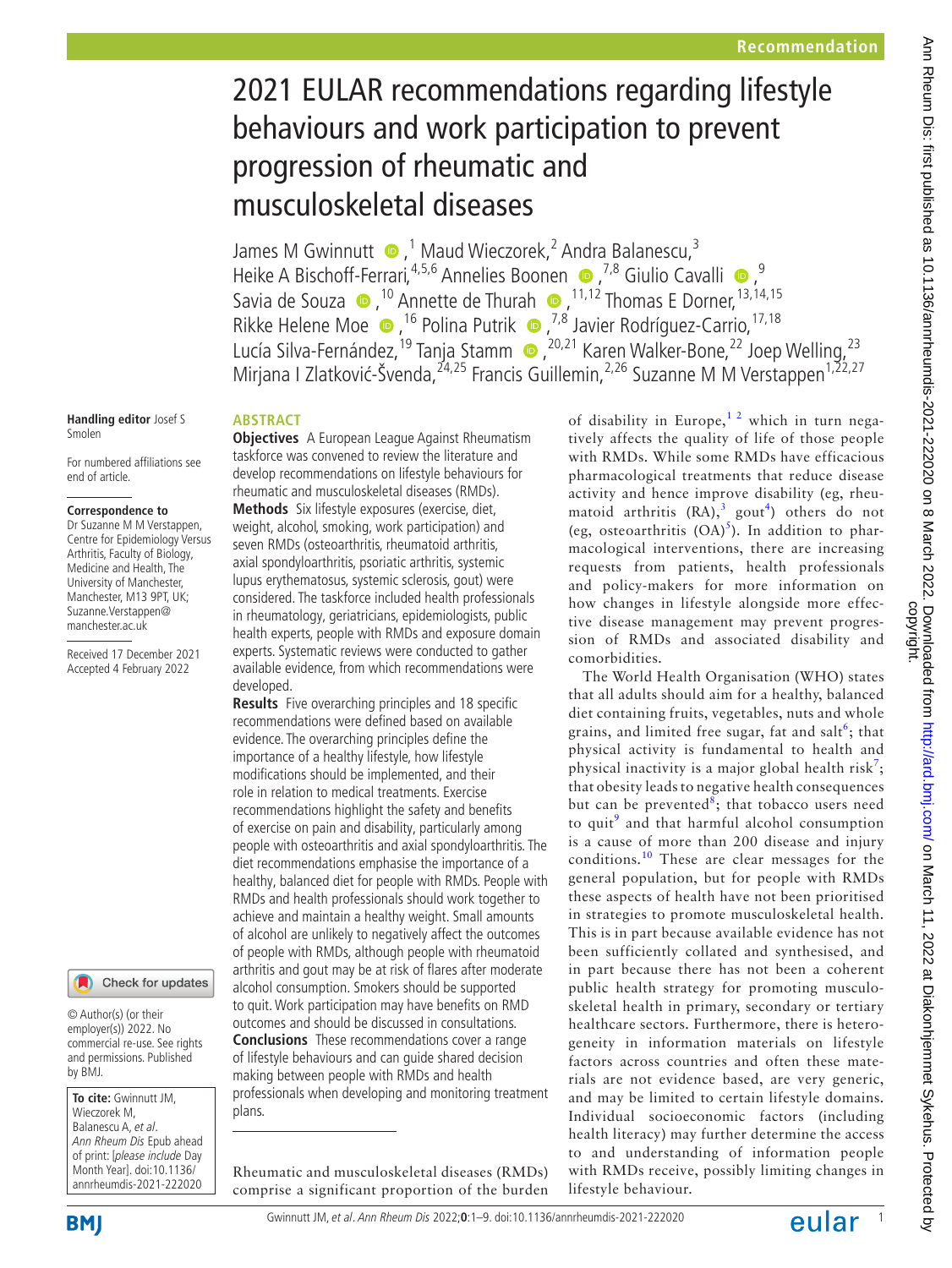Recommendation

# 2021 EULAR recommendations regarding lifestyle behaviours and work participation to prevent progression of rheumatic and musculoskeletal diseases

James M Gwinnutt [1], Maud Wieczorek,[2] Andra Balanescu,[3] Heike A Bischoff-Ferrari,[4,5,6] Annelies Boonen [7,8] Giulio Cavalli [9] Savia de Souza [10] Annette de Thurah [11,12] Thomas E Dorner,[13,14,15] Rikke Helene Moe [16] Polina Putrik [7,8] Javier Rodríguez-Carrio,[17,18] Lucía Silva-Fernández,[19] Tanja Stamm [20,21] Karen Walker-Bone,[22] Joep Welling,[23] Mirjana I Zlatković-Švenda,[24,25] Francis Guillemin,[2,26] Suzanne M M Verstappen[1,22,27]

Handling editor Josef S Smolen

For numbered affiliations see end of article.

**Correspondence to**
Dr Suzanne M M Verstappen, Centre for Epidemiology Versus Arthritis, Faculty of Biology, Medicine and Health, The University of Manchester, Manchester, M13 9PT, UK; Suzanne.Verstappen@manchester.ac.uk

Received 17 December 2021
Accepted 4 February 2022

© Author(s) (or their employer(s)) 2022. No commercial re-use. See rights and permissions. Published by BMJ.

**To cite:** Gwinnutt JM, Wieczorek M, Balanescu A, *et al*. *Ann Rheum Dis* Epub ahead of print: [*please include* Day Month Year]. doi:10.1136/annrheumdis-2021-222020

## ABSTRACT

**Objectives** A European League Against Rheumatism taskforce was convened to review the literature and develop recommendations on lifestyle behaviours for rheumatic and musculoskeletal diseases (RMDs).

**Methods** Six lifestyle exposures (exercise, diet, weight, alcohol, smoking, work participation) and seven RMDs (osteoarthritis, rheumatoid arthritis, axial spondyloarthritis, psoriatic arthritis, systemic lupus erythematosus, systemic sclerosis, gout) were considered. The taskforce included health professionals in rheumatology, geriatricians, epidemiologists, public health experts, people with RMDs and exposure domain experts. Systematic reviews were conducted to gather available evidence, from which recommendations were developed.

**Results** Five overarching principles and 18 specific recommendations were defined based on available evidence. The overarching principles define the importance of a healthy lifestyle, how lifestyle modifications should be implemented, and their role in relation to medical treatments. Exercise recommendations highlight the safety and benefits of exercise on pain and disability, particularly among people with osteoarthritis and axial spondyloarthritis. The diet recommendations emphasise the importance of a healthy, balanced diet for people with RMDs. People with RMDs and health professionals should work together to achieve and maintain a healthy weight. Small amounts of alcohol are unlikely to negatively affect the outcomes of people with RMDs, although people with rheumatoid arthritis and gout may be at risk of flares after moderate alcohol consumption. Smokers should be supported to quit. Work participation may have benefits on RMD outcomes and should be discussed in consultations.

**Conclusions** These recommendations cover a range of lifestyle behaviours and can guide shared decision making between people with RMDs and health professionals when developing and monitoring treatment plans.

Rheumatic and musculoskeletal diseases (RMDs) comprise a significant proportion of the burden of disability in Europe,[1 2] which in turn negatively affects the quality of life of those people with RMDs. While some RMDs have efficacious pharmacological treatments that reduce disease activity and hence improve disability (eg, rheumatoid arthritis (RA),[3] gout[4]) others do not (eg, osteoarthritis (OA)[5]). In addition to pharmacological interventions, there are increasing requests from patients, health professionals and policy-makers for more information on how changes in lifestyle alongside more effective disease management may prevent progression of RMDs and associated disability and comorbidities.

The World Health Organisation (WHO) states that all adults should aim for a healthy, balanced diet containing fruits, vegetables, nuts and whole grains, and limited free sugar, fat and salt[6]; that physical activity is fundamental to health and physical inactivity is a major global health risk[7]; that obesity leads to negative health consequences but can be prevented[8]; that tobacco users need to quit[9] and that harmful alcohol consumption is a cause of more than 200 disease and injury conditions.[10] These are clear messages for the general population, but for people with RMDs these aspects of health have not been prioritised in strategies to promote musculoskeletal health. This is in part because available evidence has not been sufficiently collated and synthesised, and in part because there has not been a coherent public health strategy for promoting musculoskeletal health in primary, secondary or tertiary healthcare sectors. Furthermore, there is heterogeneity in information materials on lifestyle factors across countries and often these materials are not evidence based, are very generic, and may be limited to certain lifestyle domains. Individual socioeconomic factors (including health literacy) may further determine the access to and understanding of information people with RMDs receive, possibly limiting changes in lifestyle behaviour.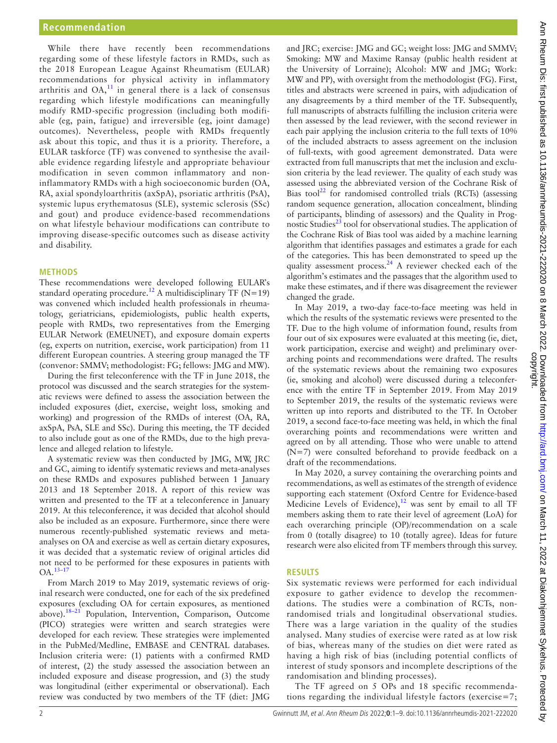While there have recently been recommendations regarding some of these lifestyle factors in RMDs, such as the 2018 European League Against Rheumatism (EULAR) recommendations for physical activity in inflammatory arthritis and OA,[11] in general there is a lack of consensus regarding which lifestyle modifications can meaningfully modify RMD-specific progression (including both modifiable (eg, pain, fatigue) and irreversible (eg, joint damage) outcomes). Nevertheless, people with RMDs frequently ask about this topic, and thus it is a priority. Therefore, a EULAR taskforce (TF) was convened to synthesise the available evidence regarding lifestyle and appropriate behaviour modification in seven common inflammatory and non-inflammatory RMDs with a high socioeconomic burden (OA, RA, axial spondyloarthritis (axSpA), psoriatic arthritis (PsA), systemic lupus erythematosus (SLE), systemic sclerosis (SSc) and gout) and produce evidence-based recommendations on what lifestyle behaviour modifications can contribute to improving disease-specific outcomes such as disease activity and disability.

## METHODS

These recommendations were developed following EULAR's standard operating procedure.[12] A multidisciplinary TF (N=19) was convened which included health professionals in rheumatology, geriatricians, epidemiologists, public health experts, people with RMDs, two representatives from the Emerging EULAR Network (EMEUNET), and exposure domain experts (eg, experts on nutrition, exercise, work participation) from 11 different European countries. A steering group managed the TF (convenor: SMMV; methodologist: FG; fellows: JMG and MW).

During the first teleconference with the TF in June 2018, the protocol was discussed and the search strategies for the systematic reviews were defined to assess the association between the included exposures (diet, exercise, weight loss, smoking and working) and progression of the RMDs of interest (OA, RA, axSpA, PsA, SLE and SSc). During this meeting, the TF decided to also include gout as one of the RMDs, due to the high prevalence and alleged relation to lifestyle.

A systematic review was then conducted by JMG, MW, JRC and GC, aiming to identify systematic reviews and meta-analyses on these RMDs and exposures published between 1 January 2013 and 18 September 2018. A report of this review was written and presented to the TF at a teleconference in January 2019. At this teleconference, it was decided that alcohol should also be included as an exposure. Furthermore, since there were numerous recently-published systematic reviews and meta-analyses on OA and exercise as well as certain dietary exposures, it was decided that a systematic review of original articles did not need to be performed for these exposures in patients with OA.[13–17]

From March 2019 to May 2019, systematic reviews of original research were conducted, one for each of the six predefined exposures (excluding OA for certain exposures, as mentioned above).[18–21] Population, Intervention, Comparison, Outcome (PICO) strategies were written and search strategies were developed for each review. These strategies were implemented in the PubMed/Medline, EMBASE and CENTRAL databases. Inclusion criteria were: (1) patients with a confirmed RMD of interest, (2) the study assessed the association between an included exposure and disease progression, and (3) the study was longitudinal (either experimental or observational). Each review was conducted by two members of the TF (diet: JMG and JRC; exercise: JMG and GC; weight loss: JMG and SMMV; Smoking: MW and Maxime Ransay (public health resident at the University of Lorraine); Alcohol: MW and JMG; Work: MW and PP), with oversight from the methodologist (FG). First, titles and abstracts were screened in pairs, with adjudication of any disagreements by a third member of the TF. Subsequently, full manuscripts of abstracts fulfilling the inclusion criteria were then assessed by the lead reviewer, with the second reviewer in each pair applying the inclusion criteria to the full texts of 10% of the included abstracts to assess agreement on the inclusion of full-texts, with good agreement demonstrated. Data were extracted from full manuscripts that met the inclusion and exclusion criteria by the lead reviewer. The quality of each study was assessed using the abbreviated version of the Cochrane Risk of Bias tool[22] for randomised controlled trials (RCTs) (assessing random sequence generation, allocation concealment, blinding of participants, blinding of assessors) and the Quality in Prognostic Studies[23] tool for observational studies. The application of the Cochrane Risk of Bias tool was aided by a machine learning algorithm that identifies passages and estimates a grade for each of the categories. This has been demonstrated to speed up the quality assessment process.[24] A reviewer checked each of the algorithm's estimates and the passages that the algorithm used to make these estimates, and if there was disagreement the reviewer changed the grade.

In May 2019, a two-day face-to-face meeting was held in which the results of the systematic reviews were presented to the TF. Due to the high volume of information found, results from four out of six exposures were evaluated at this meeting (ie, diet, work participation, exercise and weight) and preliminary overarching points and recommendations were drafted. The results of the systematic reviews about the remaining two exposures (ie, smoking and alcohol) were discussed during a teleconference with the entire TF in September 2019. From May 2019 to September 2019, the results of the systematic reviews were written up into reports and distributed to the TF. In October 2019, a second face-to-face meeting was held, in which the final overarching points and recommendations were written and agreed on by all attending. Those who were unable to attend (N=7) were consulted beforehand to provide feedback on a draft of the recommendations.

In May 2020, a survey containing the overarching points and recommendations, as well as estimates of the strength of evidence supporting each statement (Oxford Centre for Evidence-based Medicine Levels of Evidence),[12] was sent by email to all TF members asking them to rate their level of agreement (LoA) for each overarching principle (OP)/recommendation on a scale from 0 (totally disagree) to 10 (totally agree). Ideas for future research were also elicited from TF members through this survey.

## RESULTS

Six systematic reviews were performed for each individual exposure to gather evidence to develop the recommendations. The studies were a combination of RCTs, non-randomised trials and longitudinal observational studies. There was a large variation in the quality of the studies analysed. Many studies of exercise were rated as at low risk of bias, whereas many of the studies on diet were rated as having a high risk of bias (including potential conflicts of interest of study sponsors and incomplete descriptions of the randomisation and blinding processes).

The TF agreed on 5 OPs and 18 specific recommendations regarding the individual lifestyle factors (exercise=7;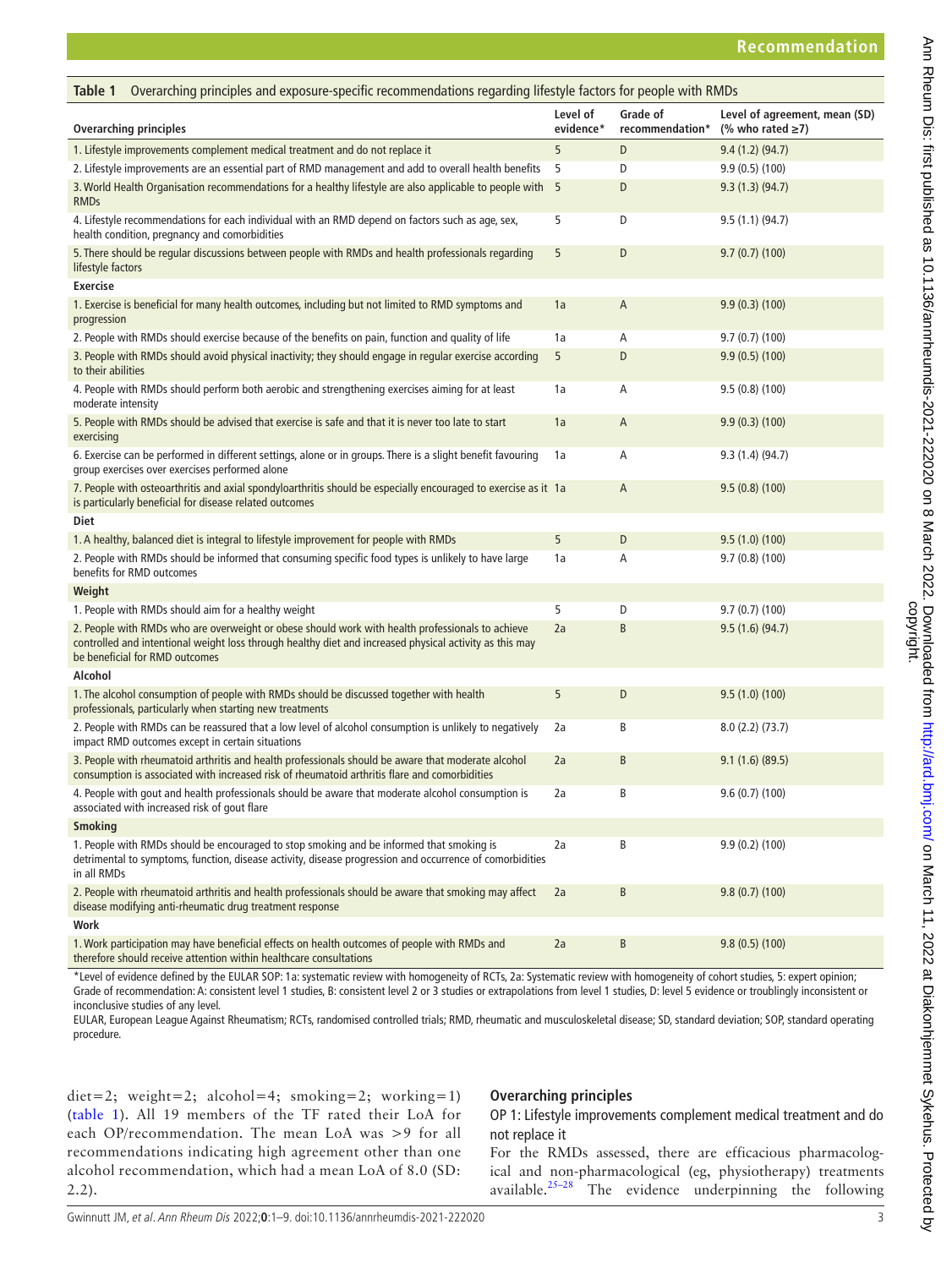**Table 1** Overarching principles and exposure-specific recommendations regarding lifestyle factors for people with RMDs

| Overarching principles | Level of evidence* | Grade of recommendation* | Level of agreement, mean (SD) (% who rated ≥7) |
|---|---|---|---|
| 1. Lifestyle improvements complement medical treatment and do not replace it | 5 | D | 9.4 (1.2) (94.7) |
| 2. Lifestyle improvements are an essential part of RMD management and add to overall health benefits | 5 | D | 9.9 (0.5) (100) |
| 3. World Health Organisation recommendations for a healthy lifestyle are also applicable to people with RMDs | 5 | D | 9.3 (1.3) (94.7) |
| 4. Lifestyle recommendations for each individual with an RMD depend on factors such as age, sex, health condition, pregnancy and comorbidities | 5 | D | 9.5 (1.1) (94.7) |
| 5. There should be regular discussions between people with RMDs and health professionals regarding lifestyle factors | 5 | D | 9.7 (0.7) (100) |
| **Exercise** | | | |
| 1. Exercise is beneficial for many health outcomes, including but not limited to RMD symptoms and progression | 1a | A | 9.9 (0.3) (100) |
| 2. People with RMDs should exercise because of the benefits on pain, function and quality of life | 1a | A | 9.7 (0.7) (100) |
| 3. People with RMDs should avoid physical inactivity; they should engage in regular exercise according to their abilities | 5 | D | 9.9 (0.5) (100) |
| 4. People with RMDs should perform both aerobic and strengthening exercises aiming for at least moderate intensity | 1a | A | 9.5 (0.8) (100) |
| 5. People with RMDs should be advised that exercise is safe and that it is never too late to start exercising | 1a | A | 9.9 (0.3) (100) |
| 6. Exercise can be performed in different settings, alone or in groups. There is a slight benefit favouring group exercises over exercises performed alone | 1a | A | 9.3 (1.4) (94.7) |
| 7. People with osteoarthritis and axial spondyloarthritis should be especially encouraged to exercise as it is particularly beneficial for disease related outcomes | 1a | A | 9.5 (0.8) (100) |
| **Diet** | | | |
| 1. A healthy, balanced diet is integral to lifestyle improvement for people with RMDs | 5 | D | 9.5 (1.0) (100) |
| 2. People with RMDs should be informed that consuming specific food types is unlikely to have large benefits for RMD outcomes | 1a | A | 9.7 (0.8) (100) |
| **Weight** | | | |
| 1. People with RMDs should aim for a healthy weight | 5 | D | 9.7 (0.7) (100) |
| 2. People with RMDs who are overweight or obese should work with health professionals to achieve controlled and intentional weight loss through healthy diet and increased physical activity as this may be beneficial for RMD outcomes | 2a | B | 9.5 (1.6) (94.7) |
| **Alcohol** | | | |
| 1. The alcohol consumption of people with RMDs should be discussed together with health professionals, particularly when starting new treatments | 5 | D | 9.5 (1.0) (100) |
| 2. People with RMDs can be reassured that a low level of alcohol consumption is unlikely to negatively impact RMD outcomes except in certain situations | 2a | B | 8.0 (2.2) (73.7) |
| 3. People with rheumatoid arthritis and health professionals should be aware that moderate alcohol consumption is associated with increased risk of rheumatoid arthritis flare and comorbidities | 2a | B | 9.1 (1.6) (89.5) |
| 4. People with gout and health professionals should be aware that moderate alcohol consumption is associated with increased risk of gout flare | 2a | B | 9.6 (0.7) (100) |
| **Smoking** | | | |
| 1. People with RMDs should be encouraged to stop smoking and be informed that smoking is detrimental to symptoms, function, disease activity, disease progression and occurrence of comorbidities in all RMDs | 2a | B | 9.9 (0.2) (100) |
| 2. People with rheumatoid arthritis and health professionals should be aware that smoking may affect disease modifying anti-rheumatic drug treatment response | 2a | B | 9.8 (0.7) (100) |
| **Work** | | | |
| 1. Work participation may have beneficial effects on health outcomes of people with RMDs and therefore should receive attention within healthcare consultations | 2a | B | 9.8 (0.5) (100) |

*Level of evidence defined by the EULAR SOP: 1a: systematic review with homogeneity of RCTs, 2a: Systematic review with homogeneity of cohort studies, 5: expert opinion; Grade of recommendation: A: consistent level 1 studies, B: consistent level 2 or 3 studies or extrapolations from level 1 studies, D: level 5 evidence or troublingly inconsistent or inconclusive studies of any level.

EULAR, European League Against Rheumatism; RCTs, randomised controlled trials; RMD, rheumatic and musculoskeletal disease; SD, standard deviation; SOP, standard operating procedure.

diet=2; weight=2; alcohol=4; smoking=2; working=1) (table 1). All 19 members of the TF rated their LoA for each OP/recommendation. The mean LoA was >9 for all recommendations indicating high agreement other than one alcohol recommendation, which had a mean LoA of 8.0 (SD: 2.2).

## Overarching principles

### OP 1: Lifestyle improvements complement medical treatment and do not replace it

For the RMDs assessed, there are efficacious pharmacological and non-pharmacological (eg, physiotherapy) treatments available.[25–28] The evidence underpinning the following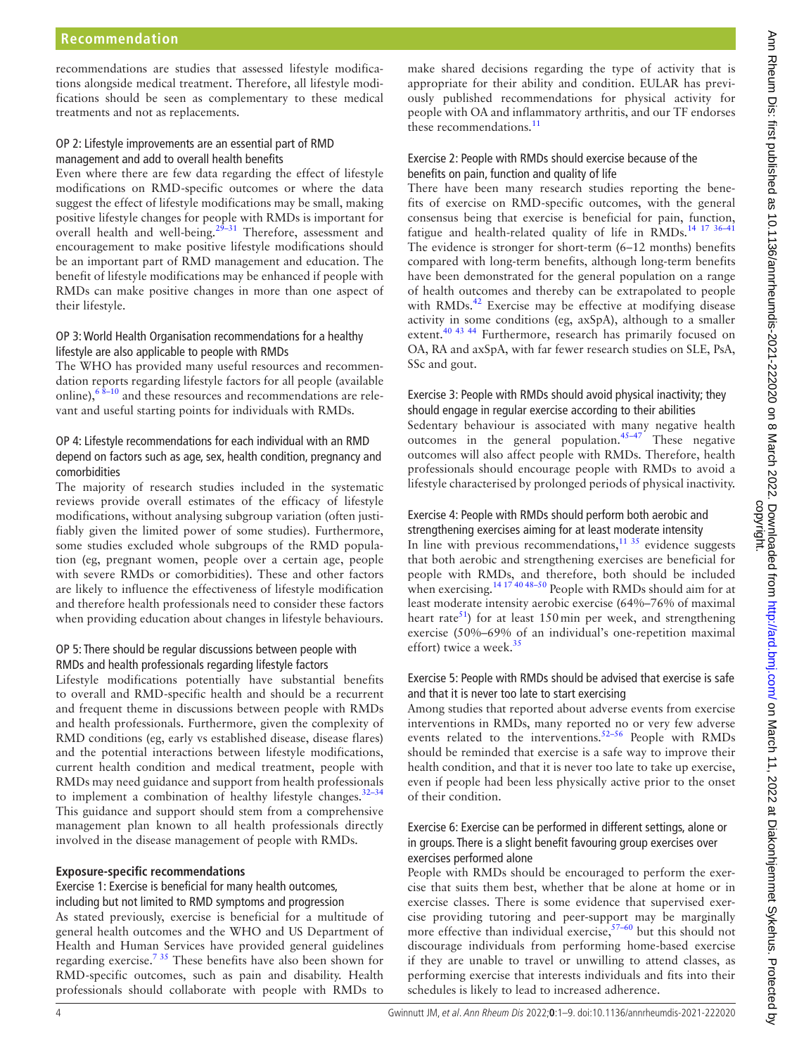recommendations are studies that assessed lifestyle modifications alongside medical treatment. Therefore, all lifestyle modifications should be seen as complementary to these medical treatments and not as replacements.

#### OP 2: Lifestyle improvements are an essential part of RMD management and add to overall health benefits

Even where there are few data regarding the effect of lifestyle modifications on RMD-specific outcomes or where the data suggest the effect of lifestyle modifications may be small, making positive lifestyle changes for people with RMDs is important for overall health and well-being.[29–31] Therefore, assessment and encouragement to make positive lifestyle modifications should be an important part of RMD management and education. The benefit of lifestyle modifications may be enhanced if people with RMDs can make positive changes in more than one aspect of their lifestyle.

#### OP 3: World Health Organisation recommendations for a healthy lifestyle are also applicable to people with RMDs

The WHO has provided many useful resources and recommendation reports regarding lifestyle factors for all people (available online),[6 8–10] and these resources and recommendations are relevant and useful starting points for individuals with RMDs.

#### OP 4: Lifestyle recommendations for each individual with an RMD depend on factors such as age, sex, health condition, pregnancy and comorbidities

The majority of research studies included in the systematic reviews provide overall estimates of the efficacy of lifestyle modifications, without analysing subgroup variation (often justifiably given the limited power of some studies). Furthermore, some studies excluded whole subgroups of the RMD population (eg, pregnant women, people over a certain age, people with severe RMDs or comorbidities). These and other factors are likely to influence the effectiveness of lifestyle modification and therefore health professionals need to consider these factors when providing education about changes in lifestyle behaviours.

#### OP 5: There should be regular discussions between people with RMDs and health professionals regarding lifestyle factors

Lifestyle modifications potentially have substantial benefits to overall and RMD-specific health and should be a recurrent and frequent theme in discussions between people with RMDs and health professionals. Furthermore, given the complexity of RMD conditions (eg, early vs established disease, disease flares) and the potential interactions between lifestyle modifications, current health condition and medical treatment, people with RMDs may need guidance and support from health professionals to implement a combination of healthy lifestyle changes.[32–34] This guidance and support should stem from a comprehensive management plan known to all health professionals directly involved in the disease management of people with RMDs.

### Exposure-specific recommendations

#### Exercise 1: Exercise is beneficial for many health outcomes, including but not limited to RMD symptoms and progression

As stated previously, exercise is beneficial for a multitude of general health outcomes and the WHO and US Department of Health and Human Services have provided general guidelines regarding exercise.[7 35] These benefits have also been shown for RMD-specific outcomes, such as pain and disability. Health professionals should collaborate with people with RMDs to make shared decisions regarding the type of activity that is appropriate for their ability and condition. EULAR has previously published recommendations for physical activity for people with OA and inflammatory arthritis, and our TF endorses these recommendations.[11]

#### Exercise 2: People with RMDs should exercise because of the benefits on pain, function and quality of life

There have been many research studies reporting the benefits of exercise on RMD-specific outcomes, with the general consensus being that exercise is beneficial for pain, function, fatigue and health-related quality of life in RMDs.[14 17 36–41] The evidence is stronger for short-term (6–12 months) benefits compared with long-term benefits, although long-term benefits have been demonstrated for the general population on a range of health outcomes and thereby can be extrapolated to people with RMDs.[42] Exercise may be effective at modifying disease activity in some conditions (eg, axSpA), although to a smaller extent.[40 43 44] Furthermore, research has primarily focused on OA, RA and axSpA, with far fewer research studies on SLE, PsA, SSc and gout.

#### Exercise 3: People with RMDs should avoid physical inactivity; they should engage in regular exercise according to their abilities

Sedentary behaviour is associated with many negative health outcomes in the general population.[45–47] These negative outcomes will also affect people with RMDs. Therefore, health professionals should encourage people with RMDs to avoid a lifestyle characterised by prolonged periods of physical inactivity.

#### Exercise 4: People with RMDs should perform both aerobic and strengthening exercises aiming for at least moderate intensity

In line with previous recommendations,[11 35] evidence suggests that both aerobic and strengthening exercises are beneficial for people with RMDs, and therefore, both should be included when exercising.[14 17 40 48–50] People with RMDs should aim for at least moderate intensity aerobic exercise (64%–76% of maximal heart rate[51]) for at least 150 min per week, and strengthening exercise (50%–69% of an individual's one-repetition maximal effort) twice a week.[35]

#### Exercise 5: People with RMDs should be advised that exercise is safe and that it is never too late to start exercising

Among studies that reported about adverse events from exercise interventions in RMDs, many reported no or very few adverse events related to the interventions.[52–56] People with RMDs should be reminded that exercise is a safe way to improve their health condition, and that it is never too late to take up exercise, even if people had been less physically active prior to the onset of their condition.

#### Exercise 6: Exercise can be performed in different settings, alone or in groups. There is a slight benefit favouring group exercises over exercises performed alone

People with RMDs should be encouraged to perform the exercise that suits them best, whether that be alone at home or in exercise classes. There is some evidence that supervised exercise providing tutoring and peer-support may be marginally more effective than individual exercise,[57–60] but this should not discourage individuals from performing home-based exercise if they are unable to travel or unwilling to attend classes, as performing exercise that interests individuals and fits into their schedules is likely to lead to increased adherence.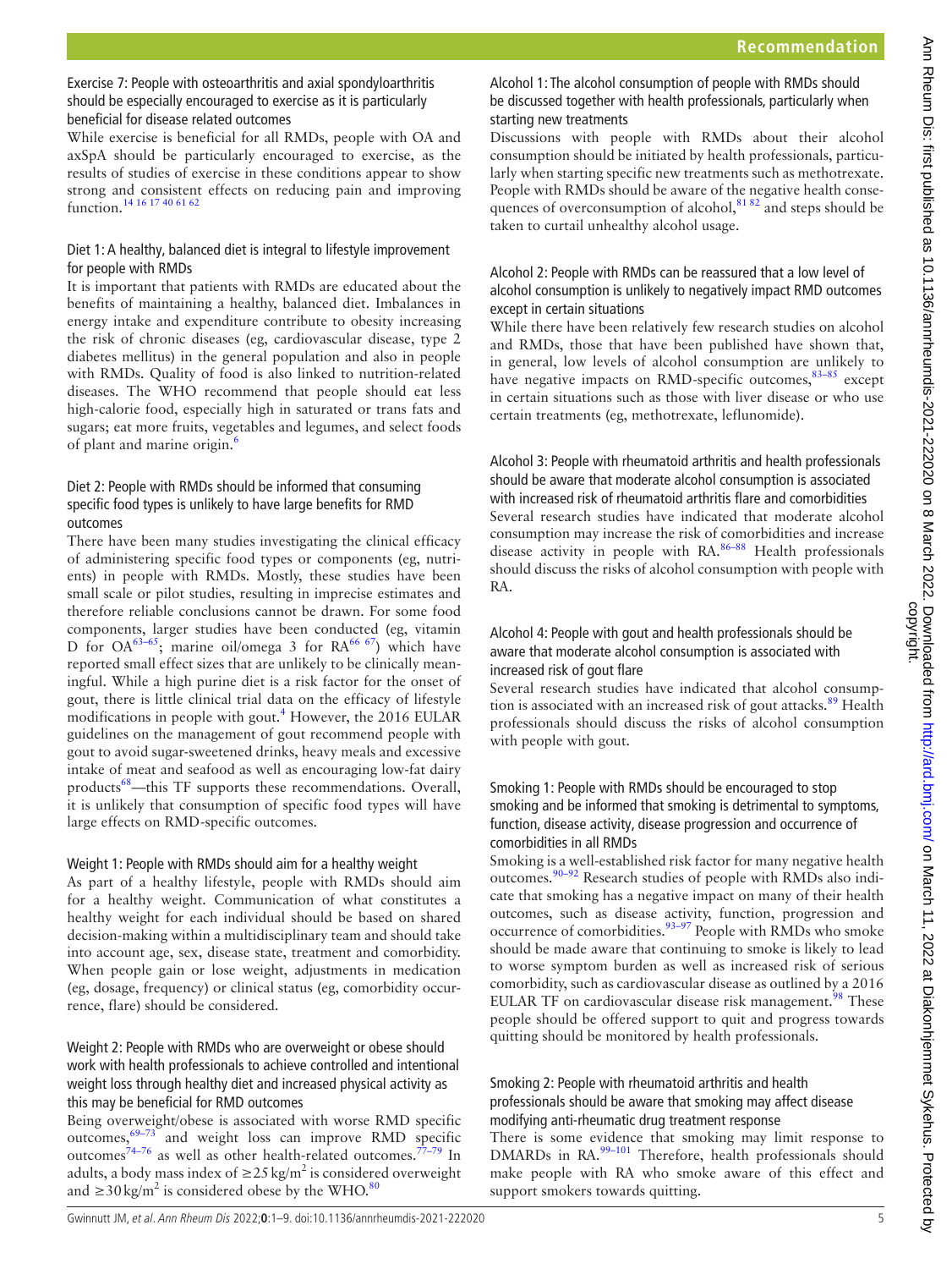### Exercise 7: People with osteoarthritis and axial spondyloarthritis should be especially encouraged to exercise as it is particularly beneficial for disease related outcomes

While exercise is beneficial for all RMDs, people with OA and axSpA should be particularly encouraged to exercise, as the results of studies of exercise in these conditions appear to show strong and consistent effects on reducing pain and improving function.[14 16 17 40 61 62]

### Diet 1: A healthy, balanced diet is integral to lifestyle improvement for people with RMDs

It is important that patients with RMDs are educated about the benefits of maintaining a healthy, balanced diet. Imbalances in energy intake and expenditure contribute to obesity increasing the risk of chronic diseases (eg, cardiovascular disease, type 2 diabetes mellitus) in the general population and also in people with RMDs. Quality of food is also linked to nutrition-related diseases. The WHO recommend that people should eat less high-calorie food, especially high in saturated or trans fats and sugars; eat more fruits, vegetables and legumes, and select foods of plant and marine origin.[6]

### Diet 2: People with RMDs should be informed that consuming specific food types is unlikely to have large benefits for RMD outcomes

There have been many studies investigating the clinical efficacy of administering specific food types or components (eg, nutrients) in people with RMDs. Mostly, these studies have been small scale or pilot studies, resulting in imprecise estimates and therefore reliable conclusions cannot be drawn. For some food components, larger studies have been conducted (eg, vitamin D for OA[63–65]; marine oil/omega 3 for RA[66 67]) which have reported small effect sizes that are unlikely to be clinically meaningful. While a high purine diet is a risk factor for the onset of gout, there is little clinical trial data on the efficacy of lifestyle modifications in people with gout.[4] However, the 2016 EULAR guidelines on the management of gout recommend people with gout to avoid sugar-sweetened drinks, heavy meals and excessive intake of meat and seafood as well as encouraging low-fat dairy products[68]—this TF supports these recommendations. Overall, it is unlikely that consumption of specific food types will have large effects on RMD-specific outcomes.

### Weight 1: People with RMDs should aim for a healthy weight

As part of a healthy lifestyle, people with RMDs should aim for a healthy weight. Communication of what constitutes a healthy weight for each individual should be based on shared decision-making within a multidisciplinary team and should take into account age, sex, disease state, treatment and comorbidity. When people gain or lose weight, adjustments in medication (eg, dosage, frequency) or clinical status (eg, comorbidity occurrence, flare) should be considered.

### Weight 2: People with RMDs who are overweight or obese should work with health professionals to achieve controlled and intentional weight loss through healthy diet and increased physical activity as this may be beneficial for RMD outcomes

Being overweight/obese is associated with worse RMD specific outcomes,[69–73] and weight loss can improve RMD specific outcomes[74–76] as well as other health-related outcomes.[77–79] In adults, a body mass index of $\geq 25\,\text{kg/m}^2$ is considered overweight and $\geq 30\,\text{kg/m}^2$ is considered obese by the WHO.[80]

### Alcohol 1: The alcohol consumption of people with RMDs should be discussed together with health professionals, particularly when starting new treatments

Discussions with people with RMDs about their alcohol consumption should be initiated by health professionals, particularly when starting specific new treatments such as methotrexate. People with RMDs should be aware of the negative health consequences of overconsumption of alcohol,[81 82] and steps should be taken to curtail unhealthy alcohol usage.

### Alcohol 2: People with RMDs can be reassured that a low level of alcohol consumption is unlikely to negatively impact RMD outcomes except in certain situations

While there have been relatively few research studies on alcohol and RMDs, those that have been published have shown that, in general, low levels of alcohol consumption are unlikely to have negative impacts on RMD-specific outcomes,[83–85] except in certain situations such as those with liver disease or who use certain treatments (eg, methotrexate, leflunomide).

### Alcohol 3: People with rheumatoid arthritis and health professionals should be aware that moderate alcohol consumption is associated with increased risk of rheumatoid arthritis flare and comorbidities

Several research studies have indicated that moderate alcohol consumption may increase the risk of comorbidities and increase disease activity in people with RA.[86–88] Health professionals should discuss the risks of alcohol consumption with people with RA.

### Alcohol 4: People with gout and health professionals should be aware that moderate alcohol consumption is associated with increased risk of gout flare

Several research studies have indicated that alcohol consumption is associated with an increased risk of gout attacks.[89] Health professionals should discuss the risks of alcohol consumption with people with gout.

### Smoking 1: People with RMDs should be encouraged to stop smoking and be informed that smoking is detrimental to symptoms, function, disease activity, disease progression and occurrence of comorbidities in all RMDs

Smoking is a well-established risk factor for many negative health outcomes.[90–92] Research studies of people with RMDs also indicate that smoking has a negative impact on many of their health outcomes, such as disease activity, function, progression and occurrence of comorbidities.[93–97] People with RMDs who smoke should be made aware that continuing to smoke is likely to lead to worse symptom burden as well as increased risk of serious comorbidity, such as cardiovascular disease as outlined by a 2016 EULAR TF on cardiovascular disease risk management.[98] These people should be offered support to quit and progress towards quitting should be monitored by health professionals.

### Smoking 2: People with rheumatoid arthritis and health professionals should be aware that smoking may affect disease modifying anti-rheumatic drug treatment response

There is some evidence that smoking may limit response to DMARDs in RA.[99–101] Therefore, health professionals should make people with RA who smoke aware of this effect and support smokers towards quitting.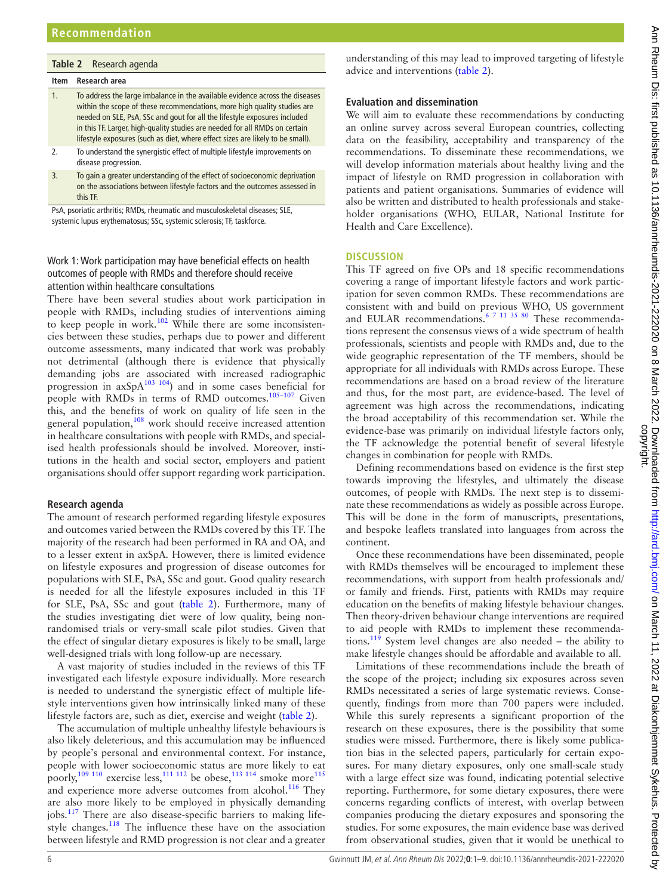**Table 2** Research agenda

| Item | Research area |
|---|---|
| 1. | To address the large imbalance in the available evidence across the diseases within the scope of these recommendations, more high quality studies are needed on SLE, PsA, SSc and gout for all the lifestyle exposures included in this TF. Larger, high-quality studies are needed for all RMDs on certain lifestyle exposures (such as diet, where effect sizes are likely to be small). |
| 2. | To understand the synergistic effect of multiple lifestyle improvements on disease progression. |
| 3. | To gain a greater understanding of the effect of socioeconomic deprivation on the associations between lifestyle factors and the outcomes assessed in this TF. |

PsA, psoriatic arthritis; RMDs, rheumatic and musculoskeletal diseases; SLE, systemic lupus erythematosus; SSc, systemic sclerosis; TF, taskforce.

### Work 1: Work participation may have beneficial effects on health outcomes of people with RMDs and therefore should receive attention within healthcare consultations

There have been several studies about work participation in people with RMDs, including studies of interventions aiming to keep people in work.[102] While there are some inconsistencies between these studies, perhaps due to power and different outcome assessments, many indicated that work was probably not detrimental (although there is evidence that physically demanding jobs are associated with increased radiographic progression in axSpA[103 104]) and in some cases beneficial for people with RMDs in terms of RMD outcomes.[105–107] Given this, and the benefits of work on quality of life seen in the general population,[108] work should receive increased attention in healthcare consultations with people with RMDs, and specialised health professionals should be involved. Moreover, institutions in the health and social sector, employers and patient organisations should offer support regarding work participation.

### Research agenda

The amount of research performed regarding lifestyle exposures and outcomes varied between the RMDs covered by this TF. The majority of the research had been performed in RA and OA, and to a lesser extent in axSpA. However, there is limited evidence on lifestyle exposures and progression of disease outcomes for populations with SLE, PsA, SSc and gout. Good quality research is needed for all the lifestyle exposures included in this TF for SLE, PsA, SSc and gout (table 2). Furthermore, many of the studies investigating diet were of low quality, being non-randomised trials or very-small scale pilot studies. Given that the effect of singular dietary exposures is likely to be small, large well-designed trials with long follow-up are necessary.

A vast majority of studies included in the reviews of this TF investigated each lifestyle exposure individually. More research is needed to understand the synergistic effect of multiple lifestyle interventions given how intrinsically linked many of these lifestyle factors are, such as diet, exercise and weight (table 2).

The accumulation of multiple unhealthy lifestyle behaviours is also likely deleterious, and this accumulation may be influenced by people's personal and environmental context. For instance, people with lower socioeconomic status are more likely to eat poorly,[109 110] exercise less,[111 112] be obese,[113 114] smoke more[115] and experience more adverse outcomes from alcohol.[116] They are also more likely to be employed in physically demanding jobs.[117] There are also disease-specific barriers to making lifestyle changes.[118] The influence these have on the association between lifestyle and RMD progression is not clear and a greater understanding of this may lead to improved targeting of lifestyle advice and interventions (table 2).

### Evaluation and dissemination

We will aim to evaluate these recommendations by conducting an online survey across several European countries, collecting data on the feasibility, acceptability and transparency of the recommendations. To disseminate these recommendations, we will develop information materials about healthy living and the impact of lifestyle on RMD progression in collaboration with patients and patient organisations. Summaries of evidence will also be written and distributed to health professionals and stakeholder organisations (WHO, EULAR, National Institute for Health and Care Excellence).

## DISCUSSION

This TF agreed on five OPs and 18 specific recommendations covering a range of important lifestyle factors and work participation for seven common RMDs. These recommendations are consistent with and build on previous WHO, US government and EULAR recommendations.[6 7 11 35 80] These recommendations represent the consensus views of a wide spectrum of health professionals, scientists and people with RMDs and, due to the wide geographic representation of the TF members, should be appropriate for all individuals with RMDs across Europe. These recommendations are based on a broad review of the literature and thus, for the most part, are evidence-based. The level of agreement was high across the recommendations, indicating the broad acceptability of this recommendation set. While the evidence-base was primarily on individual lifestyle factors only, the TF acknowledge the potential benefit of several lifestyle changes in combination for people with RMDs.

Defining recommendations based on evidence is the first step towards improving the lifestyles, and ultimately the disease outcomes, of people with RMDs. The next step is to disseminate these recommendations as widely as possible across Europe. This will be done in the form of manuscripts, presentations, and bespoke leaflets translated into languages from across the continent.

Once these recommendations have been disseminated, people with RMDs themselves will be encouraged to implement these recommendations, with support from health professionals and/or family and friends. First, patients with RMDs may require education on the benefits of making lifestyle behaviour changes. Then theory-driven behaviour change interventions are required to aid people with RMDs to implement these recommendations.[119] System level changes are also needed – the ability to make lifestyle changes should be affordable and available to all.

Limitations of these recommendations include the breath of the scope of the project; including six exposures across seven RMDs necessitated a series of large systematic reviews. Consequently, findings from more than 700 papers were included. While this surely represents a significant proportion of the research on these exposures, there is the possibility that some studies were missed. Furthermore, there is likely some publication bias in the selected papers, particularly for certain exposures. For many dietary exposures, only one small-scale study with a large effect size was found, indicating potential selective reporting. Furthermore, for some dietary exposures, there were concerns regarding conflicts of interest, with overlap between companies producing the dietary exposures and sponsoring the studies. For some exposures, the main evidence base was derived from observational studies, given that it would be unethical to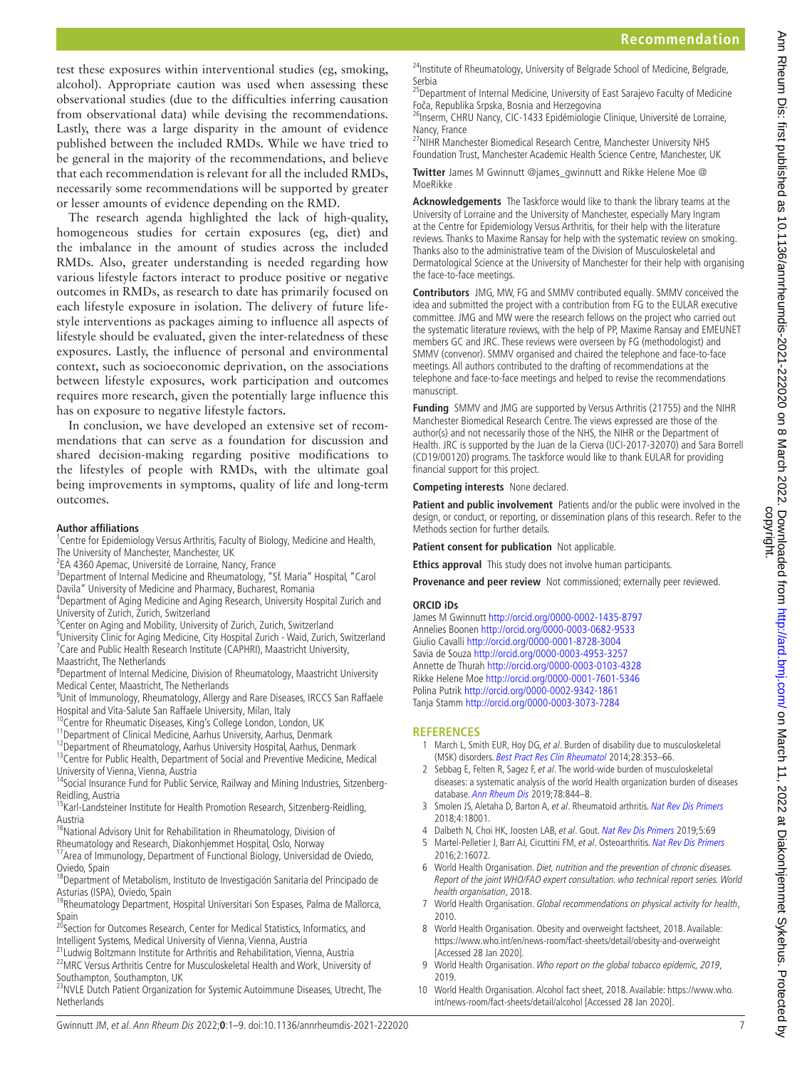test these exposures within interventional studies (eg, smoking, alcohol). Appropriate caution was used when assessing these observational studies (due to the difficulties inferring causation from observational data) while devising the recommendations. Lastly, there was a large disparity in the amount of evidence published between the included RMDs. While we have tried to be general in the majority of the recommendations, and believe that each recommendation is relevant for all the included RMDs, necessarily some recommendations will be supported by greater or lesser amounts of evidence depending on the RMD.

The research agenda highlighted the lack of high-quality, homogeneous studies for certain exposures (eg, diet) and the imbalance in the amount of studies across the included RMDs. Also, greater understanding is needed regarding how various lifestyle factors interact to produce positive or negative outcomes in RMDs, as research to date has primarily focused on each lifestyle exposure in isolation. The delivery of future lifestyle interventions as packages aiming to influence all aspects of lifestyle should be evaluated, given the inter-relatedness of these exposures. Lastly, the influence of personal and environmental context, such as socioeconomic deprivation, on the associations between lifestyle exposures, work participation and outcomes requires more research, given the potentially large influence this has on exposure to negative lifestyle factors.

In conclusion, we have developed an extensive set of recommendations that can serve as a foundation for discussion and shared decision-making regarding positive modifications to the lifestyles of people with RMDs, with the ultimate goal being improvements in symptoms, quality of life and long-term outcomes.

**Author affiliations**

[1]Centre for Epidemiology Versus Arthritis, Faculty of Biology, Medicine and Health, The University of Manchester, Manchester, UK
[2]EA 4360 Apemac, Université de Lorraine, Nancy, France
[3]Department of Internal Medicine and Rheumatology, "Sf. Maria" Hospital, "Carol Davila" University of Medicine and Pharmacy, Bucharest, Romania
[4]Department of Aging Medicine and Aging Research, University Hospital Zurich and University of Zurich, Zurich, Switzerland
[5]Center on Aging and Mobility, University of Zurich, Zurich, Switzerland
[6]University Clinic for Aging Medicine, City Hospital Zurich - Waid, Zurich, Switzerland
[7]Care and Public Health Research Institute (CAPHRI), Maastricht University, Maastricht, The Netherlands
[8]Department of Internal Medicine, Division of Rheumatology, Maastricht University Medical Center, Maastricht, The Netherlands
[9]Unit of Immunology, Rheumatology, Allergy and Rare Diseases, IRCCS San Raffaele Hospital and Vita-Salute San Raffaele University, Milan, Italy
[10]Centre for Rheumatic Diseases, King's College London, London, UK
[11]Department of Clinical Medicine, Aarhus University, Aarhus, Denmark
[12]Department of Rheumatology, Aarhus University Hospital, Aarhus, Denmark
[13]Centre for Public Health, Department of Social and Preventive Medicine, Medical University of Vienna, Vienna, Austria
[14]Social Insurance Fund for Public Service, Railway and Mining Industries, Sitzenberg-Reidling, Austria
[15]Karl-Landsteiner Institute for Health Promotion Research, Sitzenberg-Reidling, Austria
[16]National Advisory Unit for Rehabilitation in Rheumatology, Division of Rheumatology and Research, Diakonhjemmet Hospital, Oslo, Norway
[17]Area of Immunology, Department of Functional Biology, Universidad de Oviedo, Oviedo, Spain
[18]Department of Metabolism, Instituto de Investigación Sanitaria del Principado de Asturias (ISPA), Oviedo, Spain
[19]Rheumatology Department, Hospital Universitari Son Espases, Palma de Mallorca, Spain
[20]Section for Outcomes Research, Center for Medical Statistics, Informatics, and Intelligent Systems, Medical University of Vienna, Vienna, Austria
[21]Ludwig Boltzmann Institute for Arthritis and Rehabilitation, Vienna, Austria
[22]MRC Versus Arthritis Centre for Musculoskeletal Health and Work, University of Southampton, Southampton, UK
[23]NVLE Dutch Patient Organization for Systemic Autoimmune Diseases, Utrecht, The Netherlands
[24]Institute of Rheumatology, University of Belgrade School of Medicine, Belgrade, Serbia
[25]Department of Internal Medicine, University of East Sarajevo Faculty of Medicine Foča, Republika Srpska, Bosnia and Herzegovina
[26]Inserm, CHRU Nancy, CIC-1433 Epidémiologie Clinique, Université de Lorraine, Nancy, France
[27]NIHR Manchester Biomedical Research Centre, Manchester University NHS Foundation Trust, Manchester Academic Health Science Centre, Manchester, UK

**Twitter** James M Gwinnutt @james_gwinnutt and Rikke Helene Moe @MoeRikke

**Acknowledgements** The Taskforce would like to thank the library teams at the University of Lorraine and the University of Manchester, especially Mary Ingram at the Centre for Epidemiology Versus Arthritis, for their help with the literature reviews. Thanks to Maxime Ransay for help with the systematic review on smoking. Thanks also to the administrative team of the Division of Musculoskeletal and Dermatological Science at the University of Manchester for their help with organising the face-to-face meetings.

**Contributors** JMG, MW, FG and SMMV contributed equally. SMMV conceived the idea and submitted the project with a contribution from FG to the EULAR executive committee. JMG and MW were the research fellows on the project who carried out the systematic literature reviews, with the help of PP, Maxime Ransay and EMEUNET members GC and JRC. These reviews were overseen by FG (methodologist) and SMMV (convenor). SMMV organised and chaired the telephone and face-to-face meetings. All authors contributed to the drafting of recommendations at the telephone and face-to-face meetings and helped to revise the recommendations manuscript.

**Funding** SMMV and JMG are supported by Versus Arthritis (21755) and the NIHR Manchester Biomedical Research Centre. The views expressed are those of the author(s) and not necessarily those of the NHS, the NIHR or the Department of Health. JRC is supported by the Juan de la Cierva (IJCI-2017-32070) and Sara Borrell (CD19/00120) programs. The taskforce would like to thank EULAR for providing financial support for this project.

**Competing interests** None declared.

**Patient and public involvement** Patients and/or the public were involved in the design, or conduct, or reporting, or dissemination plans of this research. Refer to the Methods section for further details.

**Patient consent for publication** Not applicable.

**Ethics approval** This study does not involve human participants.

**Provenance and peer review** Not commissioned; externally peer reviewed.

**ORCID iDs**

James M Gwinnutt http://orcid.org/0000-0002-1435-8797
Annelies Boonen http://orcid.org/0000-0003-0682-9533
Giulio Cavalli http://orcid.org/0000-0001-8728-3004
Savia de Souza http://orcid.org/0000-0003-4953-3257
Annette de Thurah http://orcid.org/0000-0003-0103-4328
Rikke Helene Moe http://orcid.org/0000-0001-7601-5346
Polina Putrik http://orcid.org/0000-0002-9342-1861
Tanja Stamm http://orcid.org/0000-0003-3073-7284

## REFERENCES

1. March L, Smith EUR, Hoy DG, *et al*. Burden of disability due to musculoskeletal (MSK) disorders. *Best Pract Res Clin Rheumatol* 2014;28:353–66.
2. Sebbag E, Felten R, Sagez F, *et al*. The world-wide burden of musculoskeletal diseases: a systematic analysis of the world Health organization burden of diseases database. *Ann Rheum Dis* 2019;78:844–8.
3. Smolen JS, Aletaha D, Barton A, *et al*. Rheumatoid arthritis. *Nat Rev Dis Primers* 2018;4:18001.
4. Dalbeth N, Choi HK, Joosten LAB, *et al*. Gout. *Nat Rev Dis Primers* 2019;5:69
5. Martel-Pelletier J, Barr AJ, Cicuttini FM, *et al*. Osteoarthritis. *Nat Rev Dis Primers* 2016;2:16072.
6. World Health Organisation. *Diet, nutrition and the prevention of chronic diseases. Report of the joint WHO/FAO expert consultation. who technical report series. World health organisation*, 2018.
7. World Health Organisation. *Global recommendations on physical activity for health*, 2010.
8. World Health Organisation. Obesity and overweight factsheet, 2018. Available: https://www.who.int/en/news-room/fact-sheets/detail/obesity-and-overweight [Accessed 28 Jan 2020].
9. World Health Organisation. *Who report on the global tobacco epidemic, 2019*, 2019.
10. World Health Organisation. Alcohol fact sheet, 2018. Available: https://www.who.int/news-room/fact-sheets/detail/alcohol [Accessed 28 Jan 2020].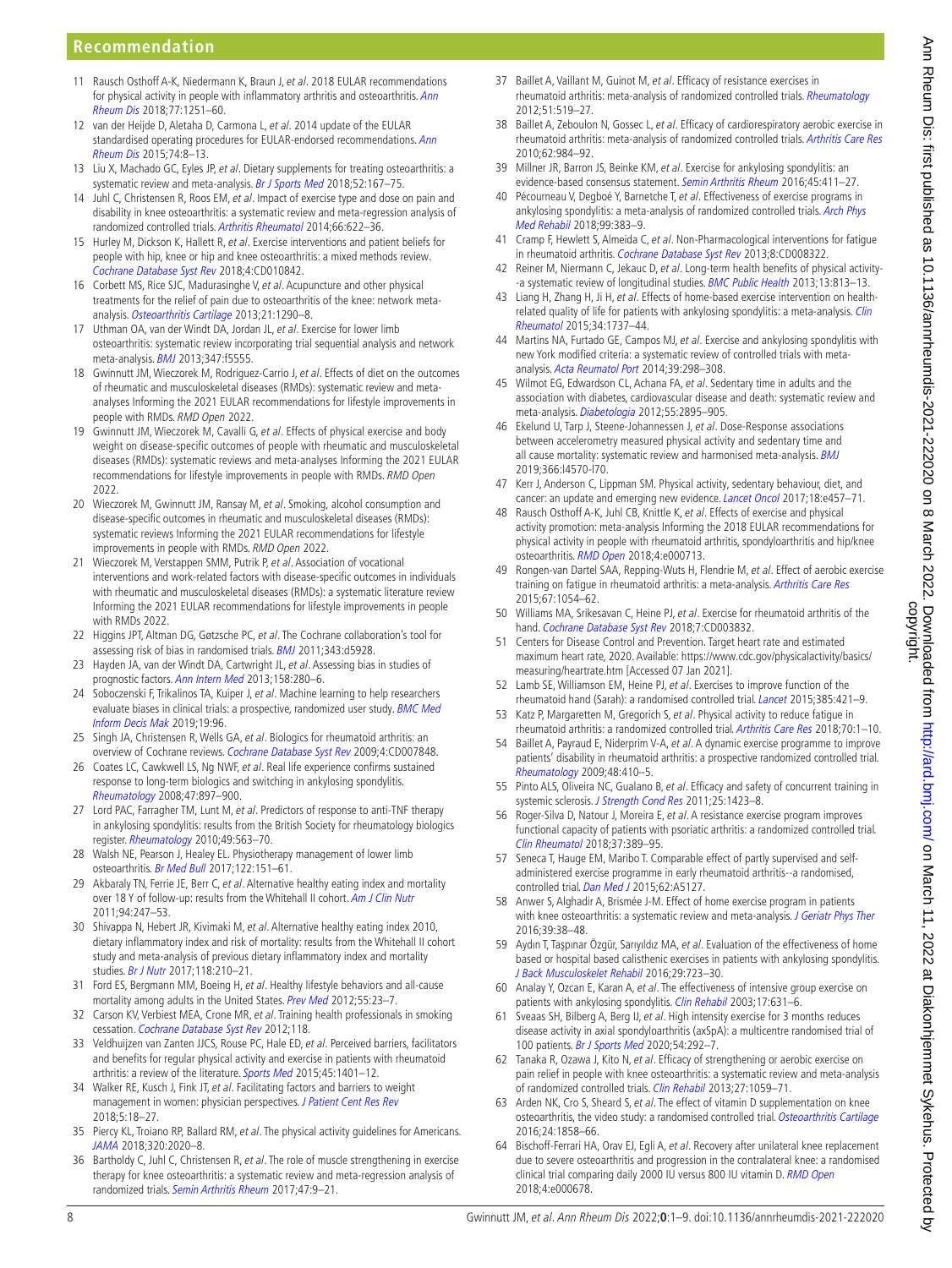11 Rausch Osthoff A-K, Niedermann K, Braun J, *et al*. 2018 EULAR recommendations for physical activity in people with inflammatory arthritis and osteoarthritis. *Ann Rheum Dis* 2018;77:1251–60.

12 van der Heijde D, Aletaha D, Carmona L, *et al*. 2014 update of the EULAR standardised operating procedures for EULAR-endorsed recommendations. *Ann Rheum Dis* 2015;74:8–13.

13 Liu X, Machado GC, Eyles JP, *et al*. Dietary supplements for treating osteoarthritis: a systematic review and meta-analysis. *Br J Sports Med* 2018;52:167–75.

14 Juhl C, Christensen R, Roos EM, *et al*. Impact of exercise type and dose on pain and disability in knee osteoarthritis: a systematic review and meta-regression analysis of randomized controlled trials. *Arthritis Rheumatol* 2014;66:622–36.

15 Hurley M, Dickson K, Hallett R, *et al*. Exercise interventions and patient beliefs for people with hip, knee or hip and knee osteoarthritis: a mixed methods review. *Cochrane Database Syst Rev* 2018;4:CD010842.

16 Corbett MS, Rice SJC, Madurasinghe V, *et al*. Acupuncture and other physical treatments for the relief of pain due to osteoarthritis of the knee: network meta-analysis. *Osteoarthritis Cartilage* 2013;21:1290–8.

17 Uthman OA, van der Windt DA, Jordan JL, *et al*. Exercise for lower limb osteoarthritis: systematic review incorporating trial sequential analysis and network meta-analysis. *BMJ* 2013;347:f5555.

18 Gwinnutt JM, Wieczorek M, Rodríguez-Carrio J, *et al*. Effects of diet on the outcomes of rheumatic and musculoskeletal diseases (RMDs): systematic review and meta-analyses Informing the 2021 EULAR recommendations for lifestyle improvements in people with RMDs. *RMD Open* 2022.

19 Gwinnutt JM, Wieczorek M, Cavalli G, *et al*. Effects of physical exercise and body weight on disease-specific outcomes of people with rheumatic and musculoskeletal diseases (RMDs): systematic reviews and meta-analyses Informing the 2021 EULAR recommendations for lifestyle improvements in people with RMDs. *RMD Open* 2022.

20 Wieczorek M, Gwinnutt JM, Ransay M, *et al*. Smoking, alcohol consumption and disease-specific outcomes in rheumatic and musculoskeletal diseases (RMDs): systematic reviews Informing the 2021 EULAR recommendations for lifestyle improvements in people with RMDs. *RMD Open* 2022.

21 Wieczorek M, Verstappen SMM, Putrik P, *et al*. Association of vocational interventions and work-related factors with disease-specific outcomes in individuals with rheumatic and musculoskeletal diseases (RMDs): a systematic literature review Informing the 2021 EULAR recommendations for lifestyle improvements in people with RMDs 2022.

22 Higgins JPT, Altman DG, Gøtzsche PC, *et al*. The Cochrane collaboration's tool for assessing risk of bias in randomised trials. *BMJ* 2011;343:d5928.

23 Hayden JA, van der Windt DA, Cartwright JL, *et al*. Assessing bias in studies of prognostic factors. *Ann Intern Med* 2013;158:280–6.

24 Soboczenski F, Trikalinos TA, Kuiper J, *et al*. Machine learning to help researchers evaluate biases in clinical trials: a prospective, randomized user study. *BMC Med Inform Decis Mak* 2019;19:96.

25 Singh JA, Christensen R, Wells GA, *et al*. Biologics for rheumatoid arthritis: an overview of Cochrane reviews. *Cochrane Database Syst Rev* 2009;4:CD007848.

26 Coates LC, Cawkwell LS, Ng NWF, *et al*. Real life experience confirms sustained response to long-term biologics and switching in ankylosing spondylitis. *Rheumatology* 2008;47:897–900.

27 Lord PAC, Farragher TM, Lunt M, *et al*. Predictors of response to anti-TNF therapy in ankylosing spondylitis: results from the British Society for rheumatology biologics register. *Rheumatology* 2010;49:563–70.

28 Walsh NE, Pearson J, Healey EL. Physiotherapy management of lower limb osteoarthritis. *Br Med Bull* 2017;122:151–61.

29 Akbaraly TN, Ferrie JE, Berr C, *et al*. Alternative healthy eating index and mortality over 18 Y of follow-up: results from the Whitehall II cohort. *Am J Clin Nutr* 2011;94:247–53.

30 Shivappa N, Hebert JR, Kivimaki M, *et al*. Alternative healthy eating index 2010, dietary inflammatory index and risk of mortality: results from the Whitehall II cohort study and meta-analysis of previous dietary inflammatory index and mortality studies. *Br J Nutr* 2017;118:210–21.

31 Ford ES, Bergmann MM, Boeing H, *et al*. Healthy lifestyle behaviors and all-cause mortality among adults in the United States. *Prev Med* 2012;55:23–7.

32 Carson KV, Verbiest MEA, Crone MR, *et al*. Training health professionals in smoking cessation. *Cochrane Database Syst Rev* 2012;118.

33 Veldhuijzen van Zanten JJCS, Rouse PC, Hale ED, *et al*. Perceived barriers, facilitators and benefits for regular physical activity and exercise in patients with rheumatoid arthritis: a review of the literature. *Sports Med* 2015;45:1401–12.

34 Walker RE, Kusch J, Fink JT, *et al*. Facilitating factors and barriers to weight management in women: physician perspectives. *J Patient Cent Res Rev* 2018;5:18–27.

35 Piercy KL, Troiano RP, Ballard RM, *et al*. The physical activity guidelines for Americans. *JAMA* 2018;320:2020–8.

36 Bartholdy C, Juhl C, Christensen R, *et al*. The role of muscle strengthening in exercise therapy for knee osteoarthritis: a systematic review and meta-regression analysis of randomized trials. *Semin Arthritis Rheum* 2017;47:9–21.

37 Baillet A, Vaillant M, Guinot M, *et al*. Efficacy of resistance exercises in rheumatoid arthritis: meta-analysis of randomized controlled trials. *Rheumatology* 2012;51:519–27.

38 Baillet A, Zeboulon N, Gossec L, *et al*. Efficacy of cardiorespiratory aerobic exercise in rheumatoid arthritis: meta-analysis of randomized controlled trials. *Arthritis Care Res* 2010;62:984–92.

39 Millner JR, Barron JS, Beinke KM, *et al*. Exercise for ankylosing spondylitis: an evidence-based consensus statement. *Semin Arthritis Rheum* 2016;45:411–27.

40 Pécourneau V, Degboé Y, Barnetche T, *et al*. Effectiveness of exercise programs in ankylosing spondylitis: a meta-analysis of randomized controlled trials. *Arch Phys Med Rehabil* 2018;99:383–9.

41 Cramp F, Hewlett S, Almeida C, *et al*. Non-Pharmacological interventions for fatigue in rheumatoid arthritis. *Cochrane Database Syst Rev* 2013;8:CD008322.

42 Reiner M, Niermann C, Jekauc D, *et al*. Long-term health benefits of physical activity--a systematic review of longitudinal studies. *BMC Public Health* 2013;13:813–13.

43 Liang H, Zhang H, Ji H, *et al*. Effects of home-based exercise intervention on health-related quality of life for patients with ankylosing spondylitis: a meta-analysis. *Clin Rheumatol* 2015;34:1737–44.

44 Martins NA, Furtado GE, Campos MJ, *et al*. Exercise and ankylosing spondylitis with new York modified criteria: a systematic review of controlled trials with meta-analysis. *Acta Reumatol Port* 2014;39:298–308.

45 Wilmot EG, Edwardson CL, Achana FA, *et al*. Sedentary time in adults and the association with diabetes, cardiovascular disease and death: systematic review and meta-analysis. *Diabetologia* 2012;55:2895–905.

46 Ekelund U, Tarp J, Steene-Johannessen J, *et al*. Dose-Response associations between accelerometry measured physical activity and sedentary time and all cause mortality: systematic review and harmonised meta-analysis. *BMJ* 2019;366:l4570-l70.

47 Kerr J, Anderson C, Lippman SM. Physical activity, sedentary behaviour, diet, and cancer: an update and emerging new evidence. *Lancet Oncol* 2017;18:e457–71.

48 Rausch Osthoff A-K, Juhl CB, Knittle K, *et al*. Effects of exercise and physical activity promotion: meta-analysis Informing the 2018 EULAR recommendations for physical activity in people with rheumatoid arthritis, spondyloarthritis and hip/knee osteoarthritis. *RMD Open* 2018;4:e000713.

49 Rongen-van Dartel SAA, Repping-Wuts H, Flendrie M, *et al*. Effect of aerobic exercise training on fatigue in rheumatoid arthritis: a meta-analysis. *Arthritis Care Res* 2015;67:1054–62.

50 Williams MA, Srikesavan C, Heine PJ, *et al*. Exercise for rheumatoid arthritis of the hand. *Cochrane Database Syst Rev* 2018;7:CD003832.

51 Centers for Disease Control and Prevention. Target heart rate and estimated maximum heart rate, 2020. Available: https://www.cdc.gov/physicalactivity/basics/measuring/heartrate.htm [Accessed 07 Jan 2021].

52 Lamb SE, Williamson EM, Heine PJ, *et al*. Exercises to improve function of the rheumatoid hand (Sarah): a randomised controlled trial. *Lancet* 2015;385:421–9.

53 Katz P, Margaretten M, Gregorich S, *et al*. Physical activity to reduce fatigue in rheumatoid arthritis: a randomized controlled trial. *Arthritis Care Res* 2018;70:1–10.

54 Baillet A, Payraud E, Niderprim V-A, *et al*. A dynamic exercise programme to improve patients' disability in rheumatoid arthritis: a prospective randomized controlled trial. *Rheumatology* 2009;48:410–5.

55 Pinto ALS, Oliveira NC, Gualano B, *et al*. Efficacy and safety of concurrent training in systemic sclerosis. *J Strength Cond Res* 2011;25:1423–8.

56 Roger-Silva D, Natour J, Moreira E, *et al*. A resistance exercise program improves functional capacity of patients with psoriatic arthritis: a randomized controlled trial. *Clin Rheumatol* 2018;37:389–95.

57 Seneca T, Hauge EM, Maribo T. Comparable effect of partly supervised and self-administered exercise programme in early rheumatoid arthritis--a randomised, controlled trial. *Dan Med J* 2015;62:A5127.

58 Anwer S, Alghadir A, Brismée J-M. Effect of home exercise program in patients with knee osteoarthritis: a systematic review and meta-analysis. *J Geriatr Phys Ther* 2016;39:38–48.

59 Aydın T, Taşpınar Özgür, Sarıyıldız MA, *et al*. Evaluation of the effectiveness of home based or hospital based calisthenic exercises in patients with ankylosing spondylitis. *J Back Musculoskelet Rehabil* 2016;29:723–30.

60 Analay Y, Ozcan E, Karan A, *et al*. The effectiveness of intensive group exercise on patients with ankylosing spondylitis. *Clin Rehabil* 2003;17:631–6.

61 Sveaas SH, Bilberg A, Berg IJ, *et al*. High intensity exercise for 3 months reduces disease activity in axial spondyloarthritis (axSpA): a multicentre randomised trial of 100 patients. *Br J Sports Med* 2020;54:292–7.

62 Tanaka R, Ozawa J, Kito N, *et al*. Efficacy of strengthening or aerobic exercise on pain relief in people with knee osteoarthritis: a systematic review and meta-analysis of randomized controlled trials. *Clin Rehabil* 2013;27:1059–71.

63 Arden NK, Cro S, Sheard S, *et al*. The effect of vitamin D supplementation on knee osteoarthritis, the video study: a randomised controlled trial. *Osteoarthritis Cartilage* 2016;24:1858–66.

64 Bischoff-Ferrari HA, Orav EJ, Egli A, *et al*. Recovery after unilateral knee replacement due to severe osteoarthritis and progression in the contralateral knee: a randomised clinical trial comparing daily 2000 IU versus 800 IU vitamin D. *RMD Open* 2018;4:e000678.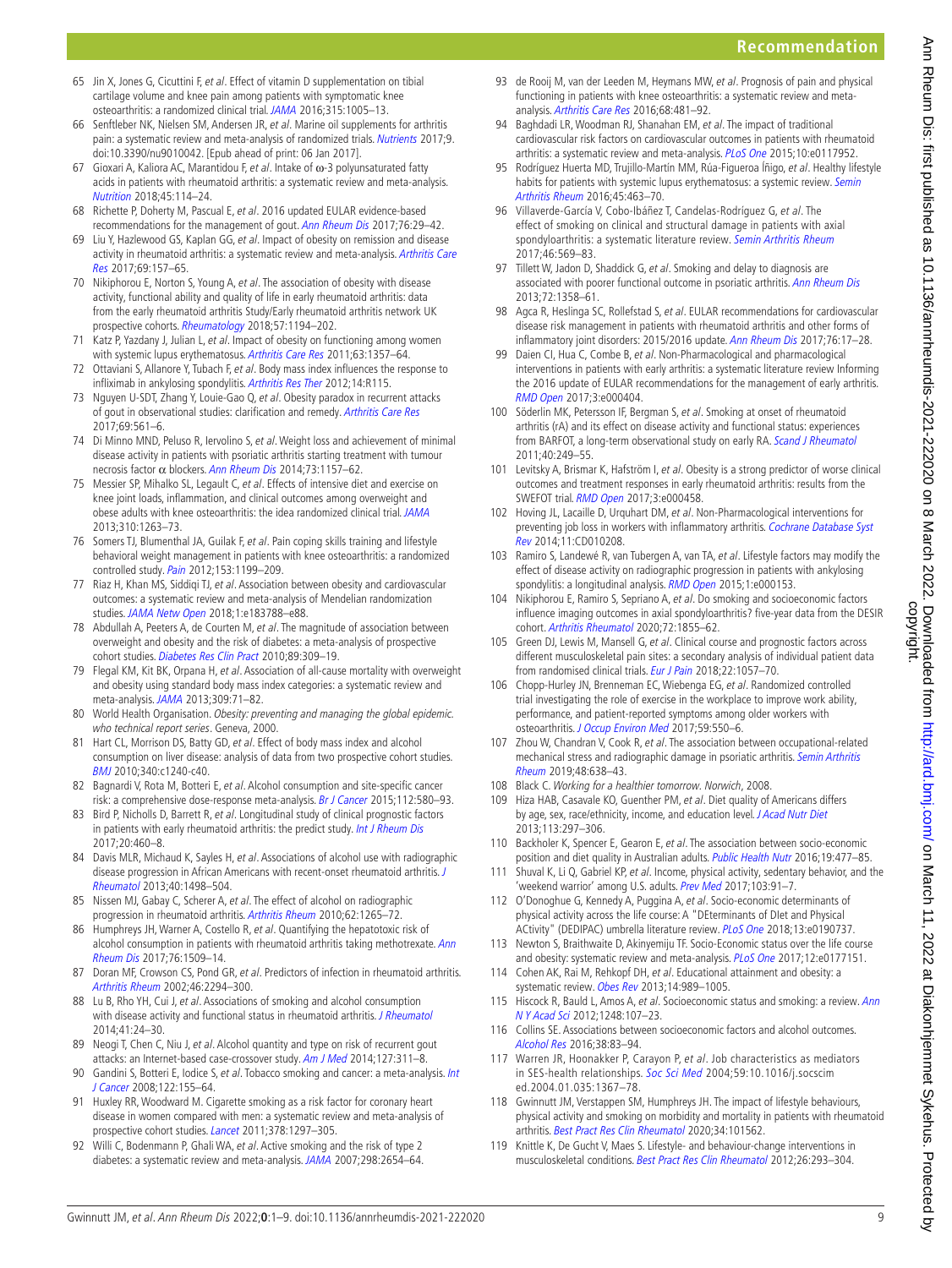65 Jin X, Jones G, Cicuttini F, *et al*. Effect of vitamin D supplementation on tibial cartilage volume and knee pain among patients with symptomatic knee osteoarthritis: a randomized clinical trial. *JAMA* 2016;315:1005–13.
66 Senftleber NK, Nielsen SM, Andersen JR, *et al*. Marine oil supplements for arthritis pain: a systematic review and meta-analysis of randomized trials. *Nutrients* 2017;9. doi:10.3390/nu9010042. [Epub ahead of print: 06 Jan 2017].
67 Gioxari A, Kaliora AC, Marantidou F, *et al*. Intake of ω-3 polyunsaturated fatty acids in patients with rheumatoid arthritis: a systematic review and meta-analysis. *Nutrition* 2018;45:114–24.
68 Richette P, Doherty M, Pascual E, *et al*. 2016 updated EULAR evidence-based recommendations for the management of gout. *Ann Rheum Dis* 2017;76:29–42.
69 Liu Y, Hazlewood GS, Kaplan GG, *et al*. Impact of obesity on remission and disease activity in rheumatoid arthritis: a systematic review and meta-analysis. *Arthritis Care Res* 2017;69:157–65.
70 Nikiphorou E, Norton S, Young A, *et al*. The association of obesity with disease activity, functional ability and quality of life in early rheumatoid arthritis: data from the early rheumatoid arthritis Study/Early rheumatoid arthritis network UK prospective cohorts. *Rheumatology* 2018;57:1194–202.
71 Katz P, Yazdany J, Julian L, *et al*. Impact of obesity on functioning among women with systemic lupus erythematosus. *Arthritis Care Res* 2011;63:1357–64.
72 Ottaviani S, Allanore Y, Tubach F, *et al*. Body mass index influences the response to infliximab in ankylosing spondylitis. *Arthritis Res Ther* 2012;14:R115.
73 Nguyen U-SDT, Zhang Y, Louie-Gao Q, *et al*. Obesity paradox in recurrent attacks of gout in observational studies: clarification and remedy. *Arthritis Care Res* 2017;69:561–6.
74 Di Minno MND, Peluso R, Iervolino S, *et al*. Weight loss and achievement of minimal disease activity in patients with psoriatic arthritis starting treatment with tumour necrosis factor α blockers. *Ann Rheum Dis* 2014;73:1157–62.
75 Messier SP, Mihalko SL, Legault C, *et al*. Effects of intensive diet and exercise on knee joint loads, inflammation, and clinical outcomes among overweight and obese adults with knee osteoarthritis: the idea randomized clinical trial. *JAMA* 2013;310:1263–73.
76 Somers TJ, Blumenthal JA, Guilak F, *et al*. Pain coping skills training and lifestyle behavioral weight management in patients with knee osteoarthritis: a randomized controlled study. *Pain* 2012;153:1199–209.
77 Riaz H, Khan MS, Siddiqi TJ, *et al*. Association between obesity and cardiovascular outcomes: a systematic review and meta-analysis of Mendelian randomization studies. *JAMA Netw Open* 2018;1:e183788–e88.
78 Abdullah A, Peeters A, de Courten M, *et al*. The magnitude of association between overweight and obesity and the risk of diabetes: a meta-analysis of prospective cohort studies. *Diabetes Res Clin Pract* 2010;89:309–19.
79 Flegal KM, Kit BK, Orpana H, *et al*. Association of all-cause mortality with overweight and obesity using standard body mass index categories: a systematic review and meta-analysis. *JAMA* 2013;309:71–82.
80 World Health Organisation. *Obesity: preventing and managing the global epidemic. who technical report series*. Geneva, 2000.
81 Hart CL, Morrison DS, Batty GD, *et al*. Effect of body mass index and alcohol consumption on liver disease: analysis of data from two prospective cohort studies. *BMJ* 2010;340:c1240-c40.
82 Bagnardi V, Rota M, Botteri E, *et al*. Alcohol consumption and site-specific cancer risk: a comprehensive dose-response meta-analysis. *Br J Cancer* 2015;112:580–93.
83 Bird P, Nicholls D, Barrett R, *et al*. Longitudinal study of clinical prognostic factors in patients with early rheumatoid arthritis: the predict study. *Int J Rheum Dis* 2017;20:460–8.
84 Davis MLR, Michaud K, Sayles H, *et al*. Associations of alcohol use with radiographic disease progression in African Americans with recent-onset rheumatoid arthritis. *J Rheumatol* 2013;40:1498–504.
85 Nissen MJ, Gabay C, Scherer A, *et al*. The effect of alcohol on radiographic progression in rheumatoid arthritis. *Arthritis Rheum* 2010;62:1265–72.
86 Humphreys JH, Warner A, Costello R, *et al*. Quantifying the hepatotoxic risk of alcohol consumption in patients with rheumatoid arthritis taking methotrexate. *Ann Rheum Dis* 2017;76:1509–14.
87 Doran MF, Crowson CS, Pond GR, *et al*. Predictors of infection in rheumatoid arthritis. *Arthritis Rheum* 2002;46:2294–300.
88 Lu B, Rho YH, Cui J, *et al*. Associations of smoking and alcohol consumption with disease activity and functional status in rheumatoid arthritis. *J Rheumatol* 2014;41:24–30.
89 Neogi T, Chen C, Niu J, *et al*. Alcohol quantity and type on risk of recurrent gout attacks: an Internet-based case-crossover study. *Am J Med* 2014;127:311–8.
90 Gandini S, Botteri E, Iodice S, *et al*. Tobacco smoking and cancer: a meta-analysis. *Int J Cancer* 2008;122:155–64.
91 Huxley RR, Woodward M. Cigarette smoking as a risk factor for coronary heart disease in women compared with men: a systematic review and meta-analysis of prospective cohort studies. *Lancet* 2011;378:1297–305.
92 Willi C, Bodenmann P, Ghali WA, *et al*. Active smoking and the risk of type 2 diabetes: a systematic review and meta-analysis. *JAMA* 2007;298:2654–64.
93 de Rooij M, van der Leeden M, Heymans MW, *et al*. Prognosis of pain and physical functioning in patients with knee osteoarthritis: a systematic review and meta-analysis. *Arthritis Care Res* 2016;68:481–92.
94 Baghdadi LR, Woodman RJ, Shanahan EM, *et al*. The impact of traditional cardiovascular risk factors on cardiovascular outcomes in patients with rheumatoid arthritis: a systematic review and meta-analysis. *PLoS One* 2015;10:e0117952.
95 Rodríguez Huerta MD, Trujillo-Martín MM, Rúa-Figueroa Íñigo, *et al*. Healthy lifestyle habits for patients with systemic lupus erythematosus: a systemic review. *Semin Arthritis Rheum* 2016;45:463–70.
96 Villaverde-García V, Cobo-Ibáñez T, Candelas-Rodríguez G, *et al*. The effect of smoking on clinical and structural damage in patients with axial spondyloarthritis: a systematic literature review. *Semin Arthritis Rheum* 2017;46:569–83.
97 Tillett W, Jadon D, Shaddick G, *et al*. Smoking and delay to diagnosis are associated with poorer functional outcome in psoriatic arthritis. *Ann Rheum Dis* 2013;72:1358–61.
98 Agca R, Heslinga SC, Rollefstad S, *et al*. EULAR recommendations for cardiovascular disease risk management in patients with rheumatoid arthritis and other forms of inflammatory joint disorders: 2015/2016 update. *Ann Rheum Dis* 2017;76:17–28.
99 Daien CI, Hua C, Combe B, *et al*. Non-Pharmacological and pharmacological interventions in patients with early arthritis: a systematic literature review Informing the 2016 update of EULAR recommendations for the management of early arthritis. *RMD Open* 2017;3:e000404.
100 Söderlin MK, Petersson IF, Bergman S, *et al*. Smoking at onset of rheumatoid arthritis (rA) and its effect on disease activity and functional status: experiences from BARFOT, a long-term observational study on early RA. *Scand J Rheumatol* 2011;40:249–55.
101 Levitsky A, Brismar K, Hafström I, *et al*. Obesity is a strong predictor of worse clinical outcomes and treatment responses in early rheumatoid arthritis: results from the SWEFOT trial. *RMD Open* 2017;3:e000458.
102 Hoving JL, Lacaille D, Urquhart DM, *et al*. Non-Pharmacological interventions for preventing job loss in workers with inflammatory arthritis. *Cochrane Database Syst Rev* 2014;11:CD010208.
103 Ramiro S, Landewé R, van Tubergen A, van TA, *et al*. Lifestyle factors may modify the effect of disease activity on radiographic progression in patients with ankylosing spondylitis: a longitudinal analysis. *RMD Open* 2015;1:e000153.
104 Nikiphorou E, Ramiro S, Sepriano A, *et al*. Do smoking and socioeconomic factors influence imaging outcomes in axial spondyloarthritis? five-year data from the DESIR cohort. *Arthritis Rheumatol* 2020;72:1855–62.
105 Green DJ, Lewis M, Mansell G, *et al*. Clinical course and prognostic factors across different musculoskeletal pain sites: a secondary analysis of individual patient data from randomised clinical trials. *Eur J Pain* 2018;22:1057–70.
106 Chopp-Hurley JN, Brenneman EC, Wiebenga EG, *et al*. Randomized controlled trial investigating the role of exercise in the workplace to improve work ability, performance, and patient-reported symptoms among older workers with osteoarthritis. *J Occup Environ Med* 2017;59:550–6.
107 Zhou W, Chandran V, Cook R, *et al*. The association between occupational-related mechanical stress and radiographic damage in psoriatic arthritis. *Semin Arthritis Rheum* 2019;48:638–43.
108 Black C. *Working for a healthier tomorrow. Norwich*, 2008.
109 Hiza HAB, Casavale KO, Guenther PM, *et al*. Diet quality of Americans differs by age, sex, race/ethnicity, income, and education level. *J Acad Nutr Diet* 2013;113:297–306.
110 Backholer K, Spencer E, Gearon E, *et al*. The association between socio-economic position and diet quality in Australian adults. *Public Health Nutr* 2016;19:477–85.
111 Shuval K, Li Q, Gabriel KP, *et al*. Income, physical activity, sedentary behavior, and the 'weekend warrior' among U.S. adults. *Prev Med* 2017;103:91–7.
112 O'Donoghue G, Kennedy A, Puggina A, *et al*. Socio-economic determinants of physical activity across the life course: A "DEterminants of DIet and Physical ACtivity" (DEDIPAC) umbrella literature review. *PLoS One* 2018;13:e0190737.
113 Newton S, Braithwaite D, Akinyemiju TF. Socio-Economic status over the life course and obesity: systematic review and meta-analysis. *PLoS One* 2017;12:e0177151.
114 Cohen AK, Rai M, Rehkopf DH, *et al*. Educational attainment and obesity: a systematic review. *Obes Rev* 2013;14:989–1005.
115 Hiscock R, Bauld L, Amos A, *et al*. Socioeconomic status and smoking: a review. *Ann N Y Acad Sci* 2012;1248:107–23.
116 Collins SE. Associations between socioeconomic factors and alcohol outcomes. *Alcohol Res* 2016;38:83–94.
117 Warren JR, Hoonakker P, Carayon P, *et al*. Job characteristics as mediators in SES-health relationships. *Soc Sci Med* 2004;59:10.1016/j.socscimed.2004.01.035:1367–78.
118 Gwinnutt JM, Verstappen SM, Humphreys JH. The impact of lifestyle behaviours, physical activity and smoking on morbidity and mortality in patients with rheumatoid arthritis. *Best Pract Res Clin Rheumatol* 2020;34:101562.
119 Knittle K, De Gucht V, Maes S. Lifestyle- and behaviour-change interventions in musculoskeletal conditions. *Best Pract Res Clin Rheumatol* 2012;26:293–304.